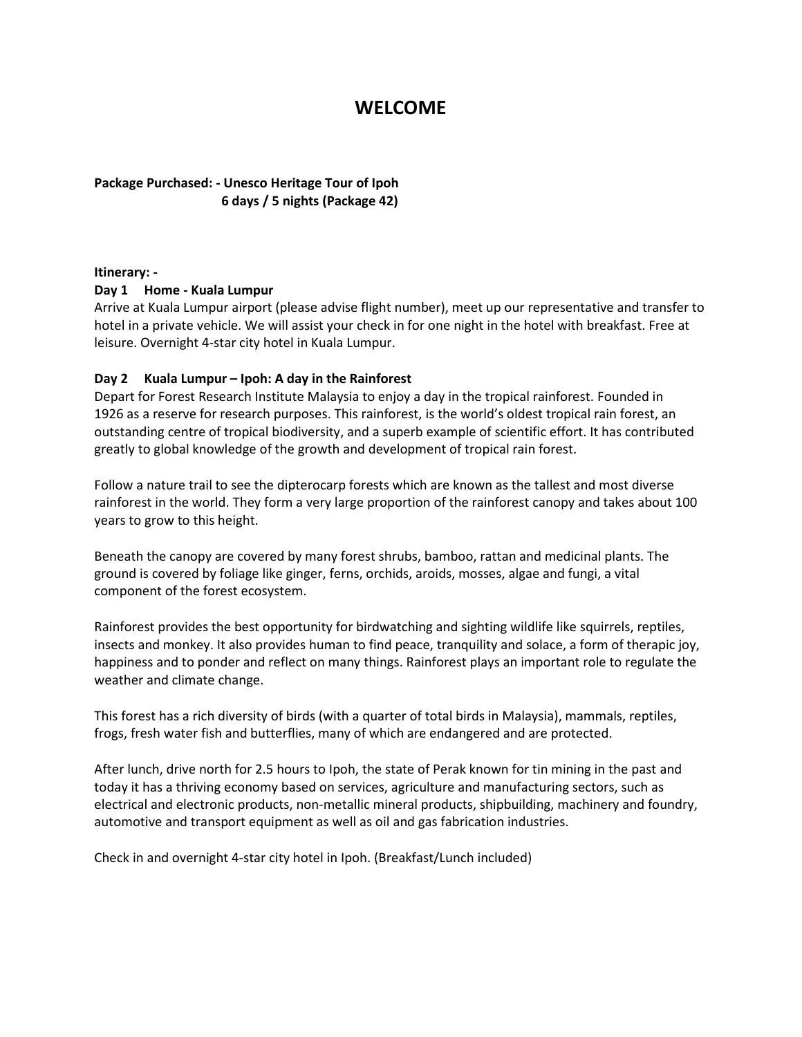# WELCOME

**Package Purchased: - Unesco Heritage Tour of Ipoh**
**6 days / 5 nights (Package 42)**

**Itinerary: -**

**Day 1 Home - Kuala Lumpur**

Arrive at Kuala Lumpur airport (please advise flight number), meet up our representative and transfer to hotel in a private vehicle. We will assist your check in for one night in the hotel with breakfast. Free at leisure. Overnight 4-star city hotel in Kuala Lumpur.

**Day 2 Kuala Lumpur – Ipoh: A day in the Rainforest**

Depart for Forest Research Institute Malaysia to enjoy a day in the tropical rainforest. Founded in 1926 as a reserve for research purposes. This rainforest, is the world's oldest tropical rain forest, an outstanding centre of tropical biodiversity, and a superb example of scientific effort. It has contributed greatly to global knowledge of the growth and development of tropical rain forest.

Follow a nature trail to see the dipterocarp forests which are known as the tallest and most diverse rainforest in the world. They form a very large proportion of the rainforest canopy and takes about 100 years to grow to this height.

Beneath the canopy are covered by many forest shrubs, bamboo, rattan and medicinal plants. The ground is covered by foliage like ginger, ferns, orchids, aroids, mosses, algae and fungi, a vital component of the forest ecosystem.

Rainforest provides the best opportunity for birdwatching and sighting wildlife like squirrels, reptiles, insects and monkey. It also provides human to find peace, tranquility and solace, a form of therapic joy, happiness and to ponder and reflect on many things. Rainforest plays an important role to regulate the weather and climate change.

This forest has a rich diversity of birds (with a quarter of total birds in Malaysia), mammals, reptiles, frogs, fresh water fish and butterflies, many of which are endangered and are protected.

After lunch, drive north for 2.5 hours to Ipoh, the state of Perak known for tin mining in the past and today it has a thriving economy based on services, agriculture and manufacturing sectors, such as electrical and electronic products, non-metallic mineral products, shipbuilding, machinery and foundry, automotive and transport equipment as well as oil and gas fabrication industries.

Check in and overnight 4-star city hotel in Ipoh. (Breakfast/Lunch included)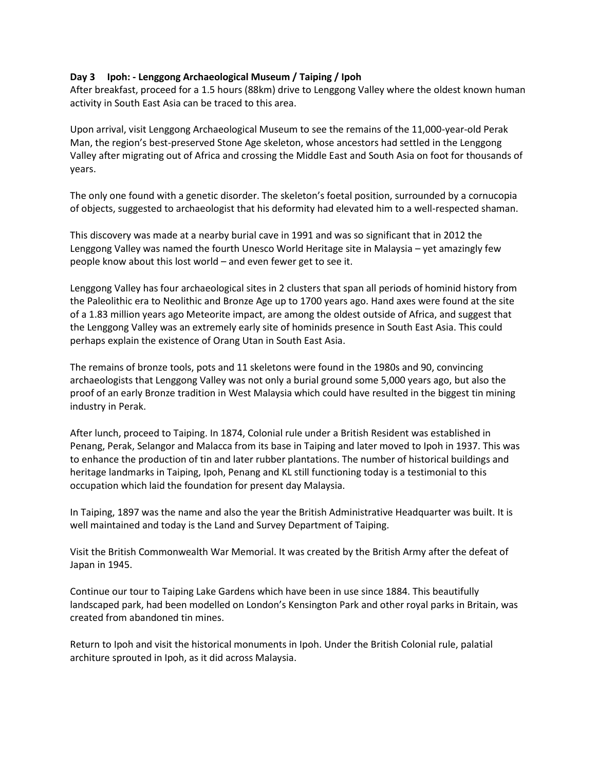**Day 3 Ipoh: - Lenggong Archaeological Museum / Taiping / Ipoh**

After breakfast, proceed for a 1.5 hours (88km) drive to Lenggong Valley where the oldest known human activity in South East Asia can be traced to this area.

Upon arrival, visit Lenggong Archaeological Museum to see the remains of the 11,000-year-old Perak Man, the region's best-preserved Stone Age skeleton, whose ancestors had settled in the Lenggong Valley after migrating out of Africa and crossing the Middle East and South Asia on foot for thousands of years.

The only one found with a genetic disorder. The skeleton's foetal position, surrounded by a cornucopia of objects, suggested to archaeologist that his deformity had elevated him to a well-respected shaman.

This discovery was made at a nearby burial cave in 1991 and was so significant that in 2012 the Lenggong Valley was named the fourth Unesco World Heritage site in Malaysia – yet amazingly few people know about this lost world – and even fewer get to see it.

Lenggong Valley has four archaeological sites in 2 clusters that span all periods of hominid history from the Paleolithic era to Neolithic and Bronze Age up to 1700 years ago. Hand axes were found at the site of a 1.83 million years ago Meteorite impact, are among the oldest outside of Africa, and suggest that the Lenggong Valley was an extremely early site of hominids presence in South East Asia. This could perhaps explain the existence of Orang Utan in South East Asia.

The remains of bronze tools, pots and 11 skeletons were found in the 1980s and 90, convincing archaeologists that Lenggong Valley was not only a burial ground some 5,000 years ago, but also the proof of an early Bronze tradition in West Malaysia which could have resulted in the biggest tin mining industry in Perak.

After lunch, proceed to Taiping. In 1874, Colonial rule under a British Resident was established in Penang, Perak, Selangor and Malacca from its base in Taiping and later moved to Ipoh in 1937. This was to enhance the production of tin and later rubber plantations. The number of historical buildings and heritage landmarks in Taiping, Ipoh, Penang and KL still functioning today is a testimonial to this occupation which laid the foundation for present day Malaysia.

In Taiping, 1897 was the name and also the year the British Administrative Headquarter was built. It is well maintained and today is the Land and Survey Department of Taiping.

Visit the British Commonwealth War Memorial. It was created by the British Army after the defeat of Japan in 1945.

Continue our tour to Taiping Lake Gardens which have been in use since 1884. This beautifully landscaped park, had been modelled on London's Kensington Park and other royal parks in Britain, was created from abandoned tin mines.

Return to Ipoh and visit the historical monuments in Ipoh. Under the British Colonial rule, palatial architure sprouted in Ipoh, as it did across Malaysia.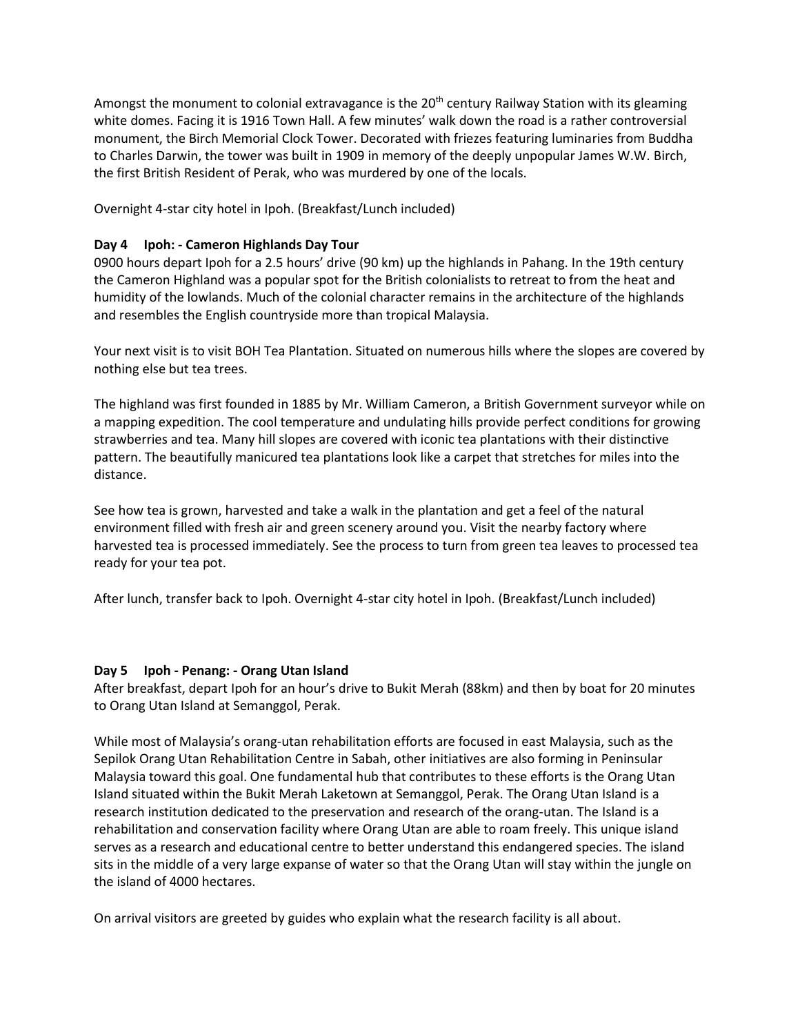Amongst the monument to colonial extravagance is the 20th century Railway Station with its gleaming white domes. Facing it is 1916 Town Hall. A few minutes' walk down the road is a rather controversial monument, the Birch Memorial Clock Tower. Decorated with friezes featuring luminaries from Buddha to Charles Darwin, the tower was built in 1909 in memory of the deeply unpopular James W.W. Birch, the first British Resident of Perak, who was murdered by one of the locals.

Overnight 4-star city hotel in Ipoh. (Breakfast/Lunch included)

**Day 4 Ipoh: - Cameron Highlands Day Tour**

0900 hours depart Ipoh for a 2.5 hours' drive (90 km) up the highlands in Pahang. In the 19th century the Cameron Highland was a popular spot for the British colonialists to retreat to from the heat and humidity of the lowlands. Much of the colonial character remains in the architecture of the highlands and resembles the English countryside more than tropical Malaysia.

Your next visit is to visit BOH Tea Plantation. Situated on numerous hills where the slopes are covered by nothing else but tea trees.

The highland was first founded in 1885 by Mr. William Cameron, a British Government surveyor while on a mapping expedition. The cool temperature and undulating hills provide perfect conditions for growing strawberries and tea. Many hill slopes are covered with iconic tea plantations with their distinctive pattern. The beautifully manicured tea plantations look like a carpet that stretches for miles into the distance.

See how tea is grown, harvested and take a walk in the plantation and get a feel of the natural environment filled with fresh air and green scenery around you. Visit the nearby factory where harvested tea is processed immediately. See the process to turn from green tea leaves to processed tea ready for your tea pot.

After lunch, transfer back to Ipoh. Overnight 4-star city hotel in Ipoh. (Breakfast/Lunch included)

**Day 5 Ipoh - Penang: - Orang Utan Island**

After breakfast, depart Ipoh for an hour's drive to Bukit Merah (88km) and then by boat for 20 minutes to Orang Utan Island at Semanggol, Perak.

While most of Malaysia's orang-utan rehabilitation efforts are focused in east Malaysia, such as the Sepilok Orang Utan Rehabilitation Centre in Sabah, other initiatives are also forming in Peninsular Malaysia toward this goal. One fundamental hub that contributes to these efforts is the Orang Utan Island situated within the Bukit Merah Laketown at Semanggol, Perak. The Orang Utan Island is a research institution dedicated to the preservation and research of the orang-utan. The Island is a rehabilitation and conservation facility where Orang Utan are able to roam freely. This unique island serves as a research and educational centre to better understand this endangered species. The island sits in the middle of a very large expanse of water so that the Orang Utan will stay within the jungle on the island of 4000 hectares.

On arrival visitors are greeted by guides who explain what the research facility is all about.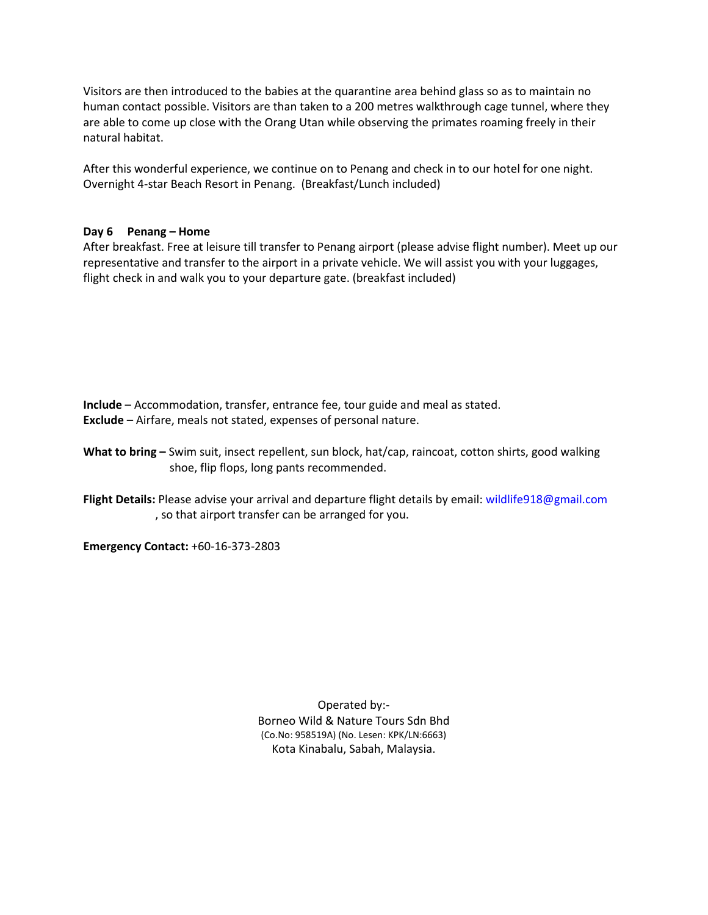Visitors are then introduced to the babies at the quarantine area behind glass so as to maintain no human contact possible. Visitors are than taken to a 200 metres walkthrough cage tunnel, where they are able to come up close with the Orang Utan while observing the primates roaming freely in their natural habitat.

After this wonderful experience, we continue on to Penang and check in to our hotel for one night. Overnight 4-star Beach Resort in Penang. (Breakfast/Lunch included)

**Day 6 Penang – Home**

After breakfast. Free at leisure till transfer to Penang airport (please advise flight number). Meet up our representative and transfer to the airport in a private vehicle. We will assist you with your luggages, flight check in and walk you to your departure gate. (breakfast included)

**Include** – Accommodation, transfer, entrance fee, tour guide and meal as stated.
**Exclude** – Airfare, meals not stated, expenses of personal nature.

**What to bring –** Swim suit, insect repellent, sun block, hat/cap, raincoat, cotton shirts, good walking shoe, flip flops, long pants recommended.

**Flight Details:** Please advise your arrival and departure flight details by email: wildlife918@gmail.com , so that airport transfer can be arranged for you.

**Emergency Contact:** +60-16-373-2803

Operated by:-
Borneo Wild & Nature Tours Sdn Bhd
(Co.No: 958519A) (No. Lesen: KPK/LN:6663)
Kota Kinabalu, Sabah, Malaysia.